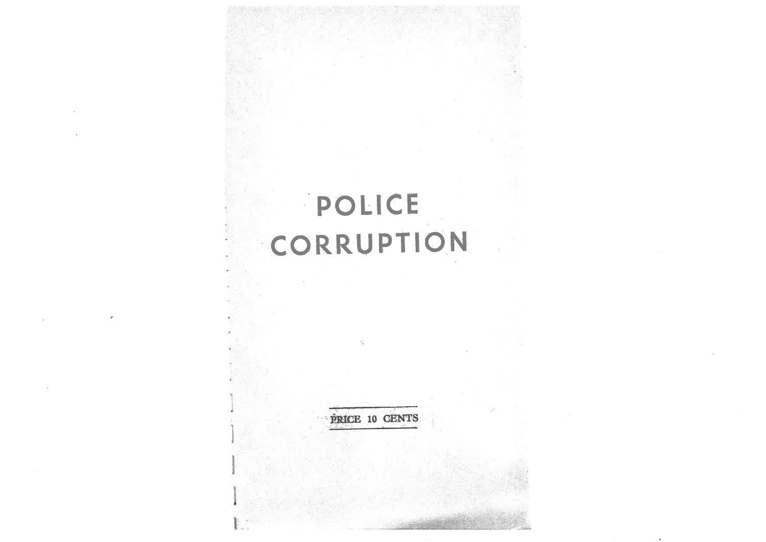# POLICE CORRUPTION

PRICE 10 CENTS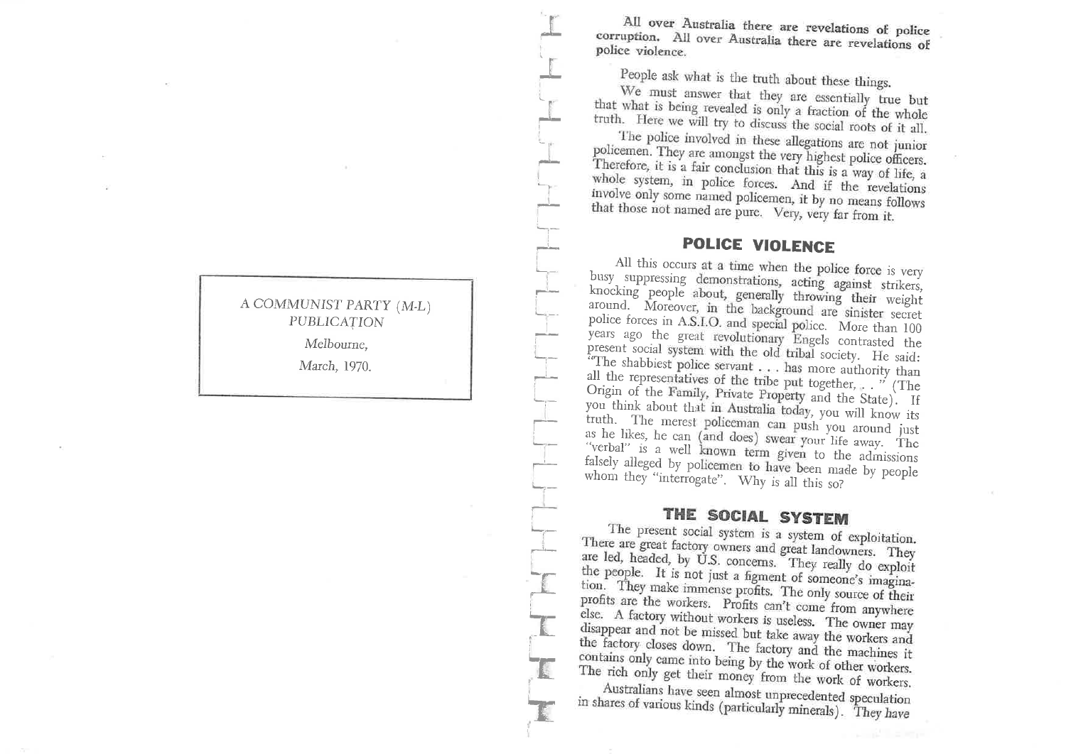A COMMUNIST PARTY (M-L) PUBLICATION

*Melbourne,*

*March, 1970.*

All over Australia there are revelations of police corruption. All over Australia there are revelations of police violence.

People ask what is the truth about these things.

We must answer that they are essentially true but that what is being revealed is only a fraction of the whole truth. Here we will try to discuss the social roots of it all.

The police involved in these allegations are not junior policemen. They are amongst the very highest police officers. Therefore, it is a fair conclusion that this is a way of life, a whole system, in police forces. And if the revelations involve only some named policemen, it by no means follows that those not named are pure. Very, very far from it.

## POLICE VIOLENCE

All this occurs at a time when the police force is very busy suppressing demonstrations, acting against strikers, knocking people about, generally throwing their weight around. Moreover, in the background are sinister secret police forces in A.S.I.O. and special police. More than 100 years ago the great revolutionary Engels contrasted the present social system with the old tribal society. He said: "The shabbiest police servant . . . has more authority than all the representatives of the tribe put together, . . " (The Origin of the Family, Private Property and the State). If you think about that in Australia today, you will know its truth. The merest policeman can push you around just as he likes, he can (and does) swear your life away. The "verbal" is a well known term given to the admissions falsely alleged by policemen to have been made by people whom they "interrogate". Why is all this so?

## THE SOCIAL SYSTEM

The present social system is a system of exploitation. There are great factory owners and great landowners. They are led, headed, by U.S. concerns. They really do exploit the people. It is not just a figment of someone's imagination. They make immense profits. The only source of their profits are the workers. Profits can't come from anywhere else. A factory without workers is useless. The owner may disappear and not be missed but take away the workers and the factory closes down. The factory and the machines it contains only came into being by the work of other workers. The rich only get their money from the work of workers.

Australians have seen almost unprecedented speculation in shares of various kinds (particularly minerals). They have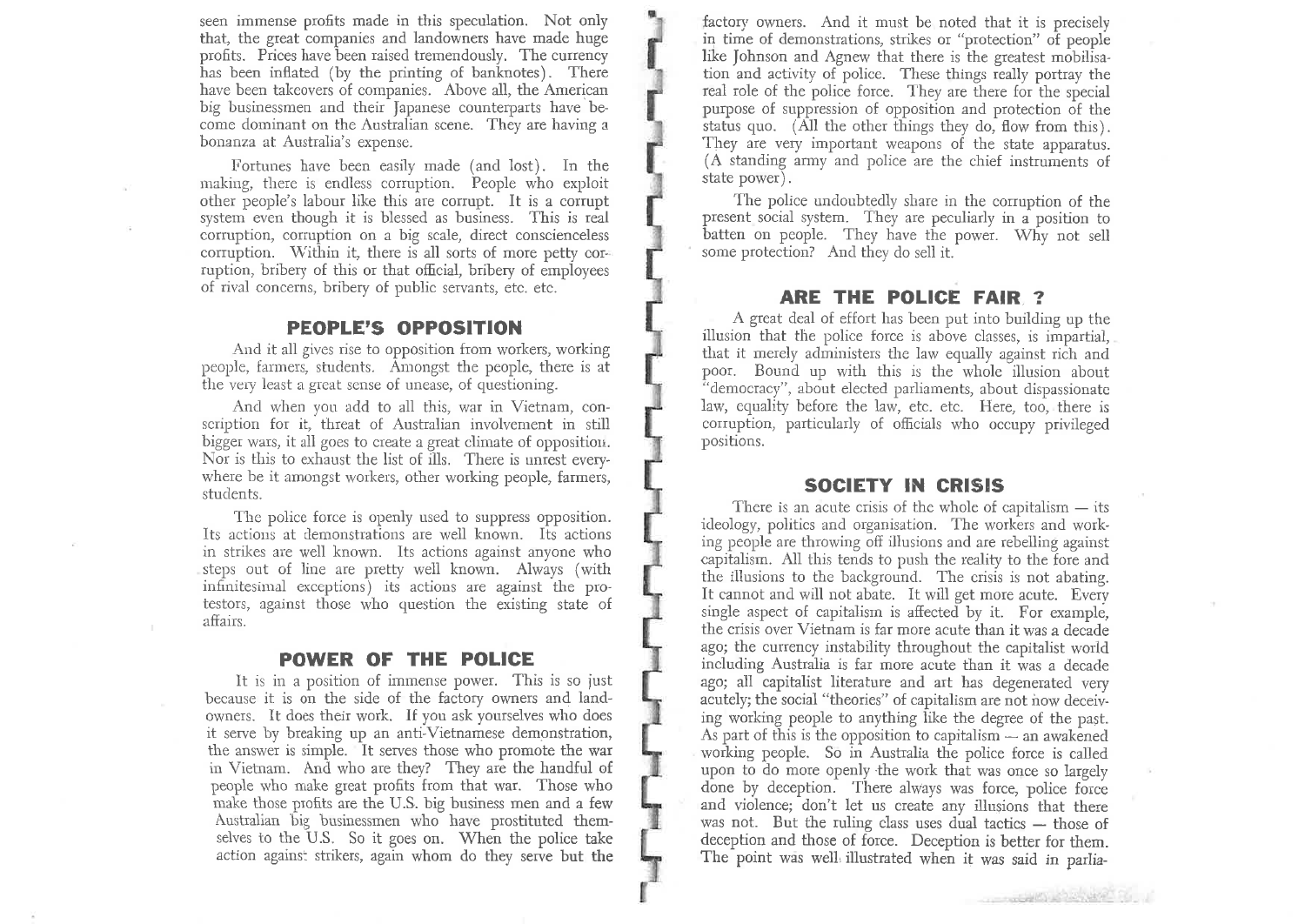seen immense profits made in this speculation. Not only that, the great companies and landowners have made huge profits. Prices have been raised tremendously. The currency has been inflated (by the printing of banknotes). There have been takeovers of companies. Above all, the American big businessmen and their Japanese counterparts have become dominant on the Australian scene. They are having a bonanza at Australia's expense.

Fortunes have been easily made (and lost). In the making, there is endless corruption. People who exploit other people's labour like this are corrupt. It is a corrupt system even though it is blessed as business. This is real corruption, corruption on a big scale, direct conscienceless corruption. Within it, there is all sorts of more petty corruption, bribery of this or that official, bribery of employees of rival concerns, bribery of public servants, etc. etc.

## PEOPLE'S OPPOSITION

And it all gives rise to opposition from workers, working people, farmers, students. Amongst the people, there is at the very least a great sense of unease, of questioning.

And when you add to all this, war in Vietnam, conscription for it, threat of Australian involvement in still bigger wars, it all goes to create a great climate of opposition. Nor is this to exhaust the list of ills. There is unrest everywhere be it amongst workers, other working people, farmers, students.

The police force is openly used to suppress opposition. Its actions at demonstrations are well known. Its actions in strikes are well known. Its actions against anyone who steps out of line are pretty well known. Always (with infinitesimal exceptions) its actions are against the protestors, against those who question the existing state of affairs.

## POWER OF THE POLICE

It is in a position of immense power. This is so just because it is on the side of the factory owners and landowners. It does their work. If you ask yourselves who does it serve by breaking up an anti-Vietnamese demonstration, the answer is simple. It serves those who promote the war in Vietnam. And who are they? They are the handful of people who make great profits from that war. Those who make those profits are the U.S. big business men and a few Australian big businessmen who have prostituted themselves to the U.S. So it goes on. When the police take action against strikers, again whom do they serve but the factory owners. And it must be noted that it is precisely in time of demonstrations, strikes or "protection" of people like Johnson and Agnew that there is the greatest mobilisation and activity of police. These things really portray the real role of the police force. They are there for the special purpose of suppression of opposition and protection of the status quo. (All the other things they do, flow from this). They are very important weapons of the state apparatus. (A standing army and police are the chief instruments of state power).

The police undoubtedly share in the corruption of the present social system. They are peculiarly in a position to batten on people. They have the power. Why not sell some protection? And they do sell it.

## ARE THE POLICE FAIR ?

A great deal of effort has been put into building up the illusion that the police force is above classes, is impartial, that it merely administers the law equally against rich and poor. Bound up with this is the whole illusion about "democracy", about elected parliaments, about dispassionate law, equality before the law, etc. etc. Here, too, there is corruption, particularly of officials who occupy privileged positions.

## SOCIETY IN CRISIS

There is an acute crisis of the whole of capitalism — its ideology, politics and organisation. The workers and working people are throwing off illusions and are rebelling against capitalism. All this tends to push the reality to the fore and the illusions to the background. The crisis is not abating. It cannot and will not abate. It will get more acute. Every single aspect of capitalism is affected by it. For example, the crisis over Vietnam is far more acute than it was a decade ago; the currency instability throughout the capitalist world including Australia is far more acute than it was a decade ago; all capitalist literature and art has degenerated very acutely; the social "theories" of capitalism are not now deceiving working people to anything like the degree of the past. As part of this is the opposition to capitalism — an awakened working people. So in Australia the police force is called upon to do more openly the work that was once so largely done by deception. There always was force, police force and violence; don't let us create any illusions that there was not. But the ruling class uses dual tactics — those of deception and those of force. Deception is better for them. The point was well illustrated when it was said in parlia-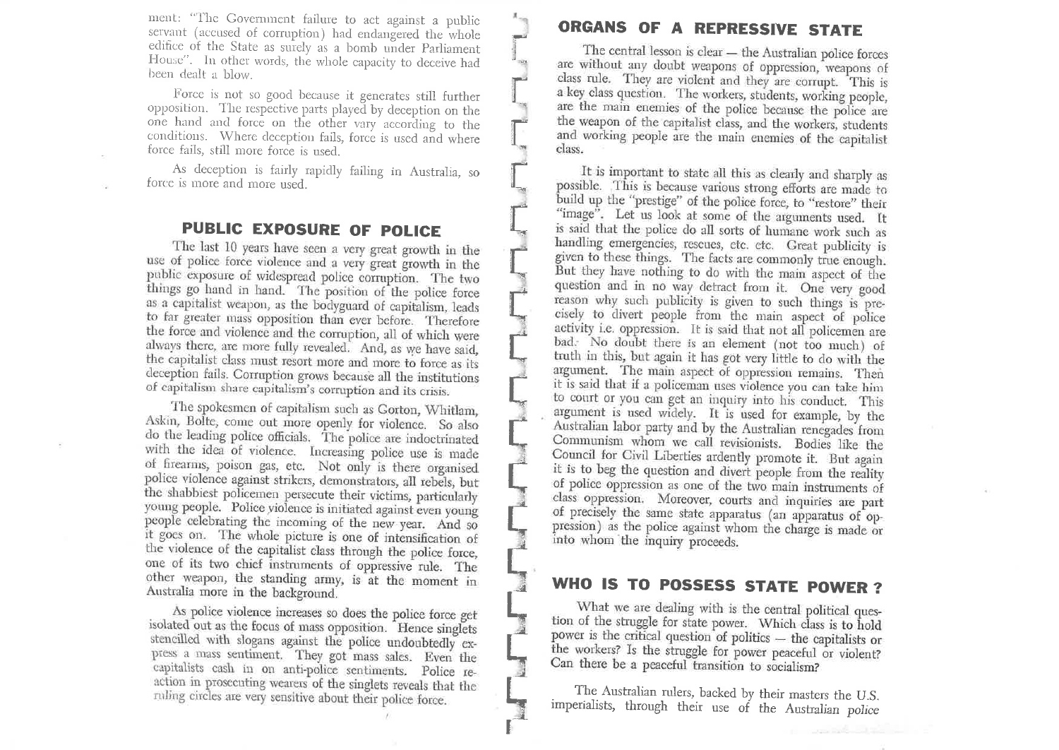ment: "The Government failure to act against a public servant (accused of corruption) had endangered the whole edifice of the State as surely as a bomb under Parliament House". In other words, the whole capacity to deceive had been dealt a blow.

Force is not so good because it generates still further opposition. The respective parts played by deception on the one hand and force on the other vary according to the conditions. Where deception fails, force is used and where force fails, still more force is used.

As deception is fairly rapidly failing in Australia, so force is more and more used.

## PUBLIC EXPOSURE OF POLICE

The last 10 years have seen a very great growth in the use of police force violence and a very great growth in the public exposure of widespread police corruption. The two things go hand in hand. The position of the police force as a capitalist weapon, as the bodyguard of capitalism, leads to far greater mass opposition than ever before. Therefore the force and violence and the corruption, all of which were always there, are more fully revealed. And, as we have said, the capitalist class must resort more and more to force as its deception fails. Corruption grows because all the institutions of capitalism share capitalism's corruption and its crisis.

The spokesmen of capitalism such as Gorton, Whitlam, Askin, Bolte, come out more openly for violence. So also do the leading police officials. The police are indoctrinated with the idea of violence. Increasing police use is made of firearms, poison gas, etc. Not only is there organised police violence against strikers, demonstrators, all rebels, but the shabbiest policemen persecute their victims, particularly young people. Police violence is initiated against even young people celebrating the incoming of the new year. And so it goes on. The whole picture is one of intensification of the violence of the capitalist class through the police force, one of its two chief instruments of oppressive rule. The other weapon, the standing army, is at the moment in Australia more in the background.

As police violence increases so does the police force get isolated out as the focus of mass opposition. Hence singlets stencilled with slogans against the police undoubtedly express a mass sentiment. They got mass sales. Even the capitalists cash in on anti-police sentiments. Police reaction in prosecuting wearers of the singlets reveals that the ruling circles are very sensitive about their police force.

## ORGANS OF A REPRESSIVE STATE

The central lesson is clear — the Australian police forces are without any doubt weapons of oppression, weapons of class rule. They are violent and they are corrupt. This is a key class question. The workers, students, working people, are the main enemies of the police because the police are the weapon of the capitalist class, and the workers, students and working people are the main enemies of the capitalist class.

It is important to state all this as clearly and sharply as possible. This is because various strong efforts are made to build up the "prestige" of the police force, to "restore" their "image". Let us look at some of the arguments used. It is said that the police do all sorts of humane work such as handling emergencies, rescues, etc. etc. Great publicity is given to these things. The facts are commonly true enough. But they have nothing to do with the main aspect of the question and in no way detract from it. One very good reason why such publicity is given to such things is precisely to divert people from the main aspect of police activity i.e. oppression. It is said that not all policemen are bad. No doubt there is an element (not too much) of truth in this, but again it has got very little to do with the argument. The main aspect of oppression remains. Then it is said that if a policeman uses violence you can take him to court or you can get an inquiry into his conduct. This argument is used widely. It is used for example, by the Australian labor party and by the Australian renegades from Communism whom we call revisionists. Bodies like the Council for Civil Liberties ardently promote it. But again it is to beg the question and divert people from the reality of police oppression as one of the two main instruments of class oppression. Moreover, courts and inquiries are part of precisely the same state apparatus (an apparatus of oppression) as the police against whom the charge is made or into whom the inquiry proceeds.

## WHO IS TO POSSESS STATE POWER?

What we are dealing with is the central political question of the struggle for state power. Which class is to hold power is the critical question of politics — the capitalists or the workers? Is the struggle for power peaceful or violent? Can there be a peaceful transition to socialism?

The Australian rulers, backed by their masters the U.S. imperialists, through their use of the Australian police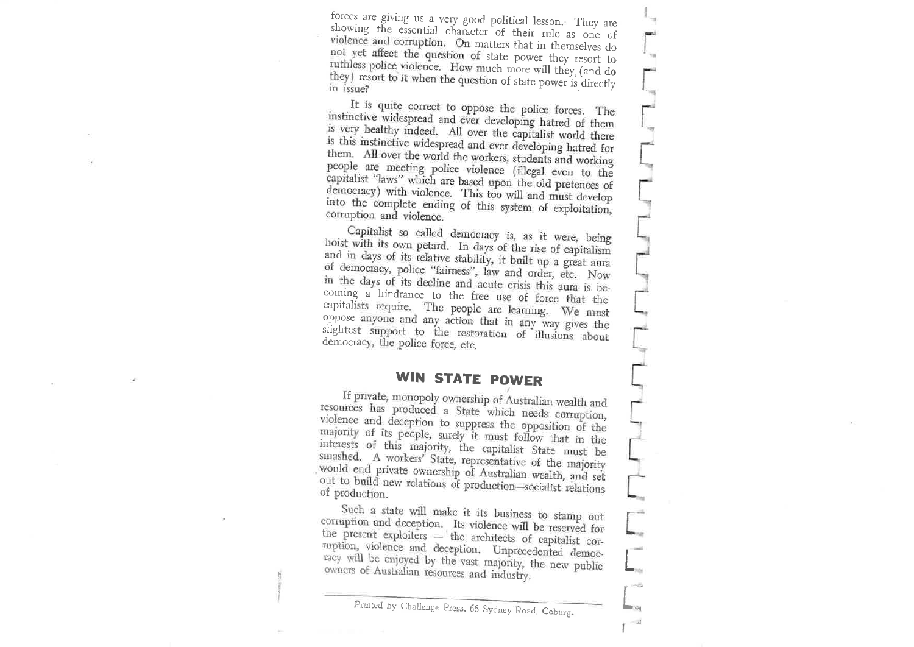forces are giving us a very good political lesson. They are showing the essential character of their rule as one of violence and corruption. On matters that in themselves do not yet affect the question of state power they resort to ruthless police violence. How much more will they (and do they) resort to it when the question of state power is directly in issue?

It is quite correct to oppose the police forces. The instinctive widespread and ever developing hatred of them is very healthy indeed. All over the capitalist world there is this instinctive widespread and ever developing hatred for them. All over the world the workers, students and working people are meeting police violence (illegal even to the capitalist "laws" which are based upon the old pretences of democracy) with violence. This too will and must develop into the complete ending of this system of exploitation, corruption and violence.

Capitalist so called democracy is, as it were, being hoist with its own petard. In days of the rise of capitalism and in days of its relative stability, it built up a great aura of democracy, police "fairness", law and order, etc. Now in the days of its decline and acute crisis this aura is becoming a hindrance to the free use of force that the capitalists require. The people are learning. We must oppose anyone and any action that in any way gives the slightest support to the restoration of illusions about democracy, the police force, etc.

## WIN STATE POWER

If private, monopoly ownership of Australian wealth and resources has produced a State which needs corruption, violence and deception to suppress the opposition of the majority of its people, surely it must follow that in the interests of this majority, the capitalist State must be smashed. A workers' State, representative of the majority would end private ownership of Australian wealth, and set out to build new relations of production—socialist relations of production.

Such a state will make it its business to stamp out corruption and deception. Its violence will be reserved for the present exploiters — the architects of capitalist corruption, violence and deception. Unprecedented democracy will be enjoyed by the vast majority, the new public owners of Australian resources and industry.

---

Printed by Challenge Press, 66 Sydney Road, Coburg.